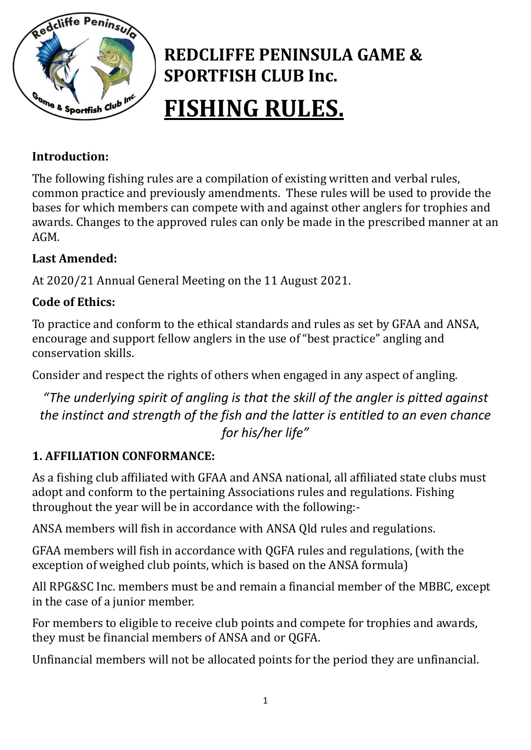# REDCLIFFE PENINSULA GAME & SPORTFISH CLUB Inc.

# FISHING RULES.

**Introduction:**

The following fishing rules are a compilation of existing written and verbal rules, common practice and previously amendments. These rules will be used to provide the bases for which members can compete with and against other anglers for trophies and awards. Changes to the approved rules can only be made in the prescribed manner at an AGM.

**Last Amended:**

At 2020/21 Annual General Meeting on the 11 August 2021.

**Code of Ethics:**

To practice and conform to the ethical standards and rules as set by GFAA and ANSA, encourage and support fellow anglers in the use of "best practice" angling and conservation skills.

Consider and respect the rights of others when engaged in any aspect of angling.

*"The underlying spirit of angling is that the skill of the angler is pitted against the instinct and strength of the fish and the latter is entitled to an even chance for his/her life"*

## 1. AFFILIATION CONFORMANCE:

As a fishing club affiliated with GFAA and ANSA national, all affiliated state clubs must adopt and conform to the pertaining Associations rules and regulations. Fishing throughout the year will be in accordance with the following:-

ANSA members will fish in accordance with ANSA Qld rules and regulations.

GFAA members will fish in accordance with QGFA rules and regulations, (with the exception of weighed club points, which is based on the ANSA formula)

All RPG&SC Inc. members must be and remain a financial member of the MBBC, except in the case of a junior member.

For members to eligible to receive club points and compete for trophies and awards, they must be financial members of ANSA and or QGFA.

Unfinancial members will not be allocated points for the period they are unfinancial.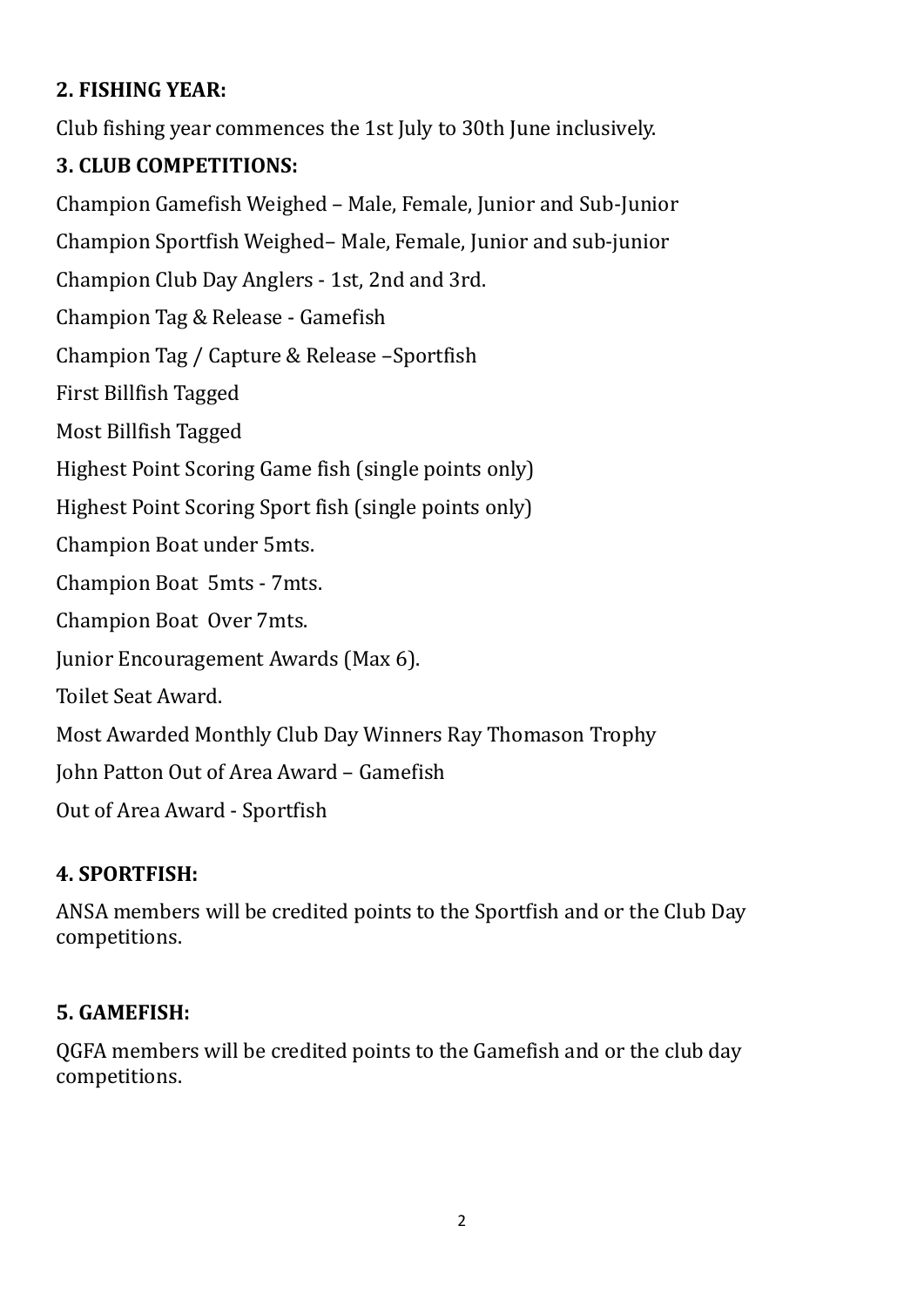**2. FISHING YEAR:**

Club fishing year commences the 1st July to 30th June inclusively.

**3. CLUB COMPETITIONS:**

Champion Gamefish Weighed – Male, Female, Junior and Sub-Junior

Champion Sportfish Weighed– Male, Female, Junior and sub-junior

Champion Club Day Anglers - 1st, 2nd and 3rd.

Champion Tag & Release - Gamefish

Champion Tag / Capture & Release –Sportfish

First Billfish Tagged

Most Billfish Tagged

Highest Point Scoring Game fish (single points only)

Highest Point Scoring Sport fish (single points only)

Champion Boat under 5mts.

Champion Boat 5mts - 7mts.

Champion Boat Over 7mts.

Junior Encouragement Awards (Max 6).

Toilet Seat Award.

Most Awarded Monthly Club Day Winners Ray Thomason Trophy

John Patton Out of Area Award – Gamefish

Out of Area Award - Sportfish

**4. SPORTFISH:**

ANSA members will be credited points to the Sportfish and or the Club Day competitions.

**5. GAMEFISH:**

QGFA members will be credited points to the Gamefish and or the club day competitions.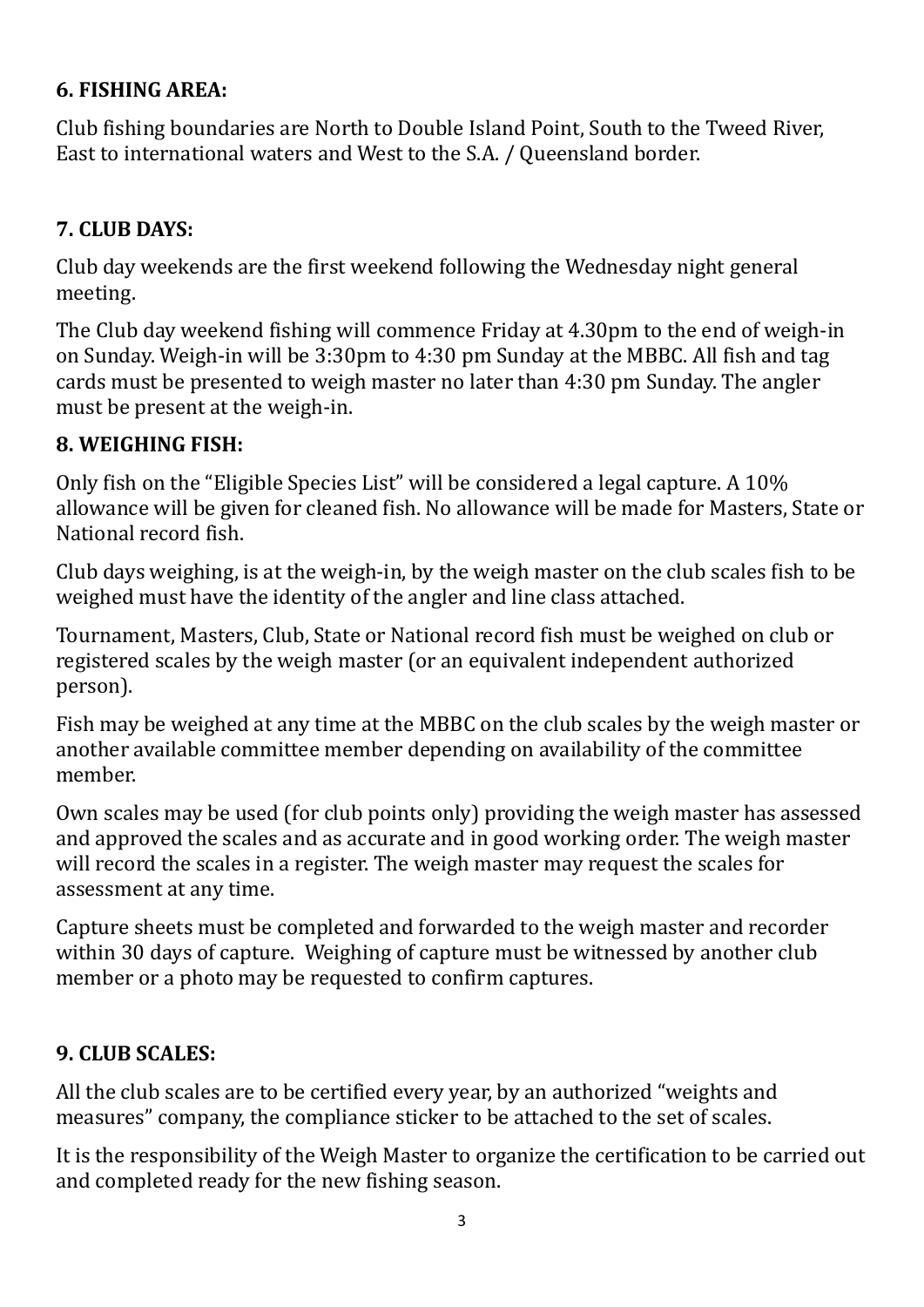**6. FISHING AREA:**

Club fishing boundaries are North to Double Island Point, South to the Tweed River, East to international waters and West to the S.A. / Queensland border.

**7. CLUB DAYS:**

Club day weekends are the first weekend following the Wednesday night general meeting.

The Club day weekend fishing will commence Friday at 4.30pm to the end of weigh-in on Sunday. Weigh-in will be 3:30pm to 4:30 pm Sunday at the MBBC. All fish and tag cards must be presented to weigh master no later than 4:30 pm Sunday. The angler must be present at the weigh-in.

**8. WEIGHING FISH:**

Only fish on the "Eligible Species List" will be considered a legal capture. A 10% allowance will be given for cleaned fish. No allowance will be made for Masters, State or National record fish.

Club days weighing, is at the weigh-in, by the weigh master on the club scales fish to be weighed must have the identity of the angler and line class attached.

Tournament, Masters, Club, State or National record fish must be weighed on club or registered scales by the weigh master (or an equivalent independent authorized person).

Fish may be weighed at any time at the MBBC on the club scales by the weigh master or another available committee member depending on availability of the committee member.

Own scales may be used (for club points only) providing the weigh master has assessed and approved the scales and as accurate and in good working order. The weigh master will record the scales in a register. The weigh master may request the scales for assessment at any time.

Capture sheets must be completed and forwarded to the weigh master and recorder within 30 days of capture. Weighing of capture must be witnessed by another club member or a photo may be requested to confirm captures.

**9. CLUB SCALES:**

All the club scales are to be certified every year, by an authorized "weights and measures" company, the compliance sticker to be attached to the set of scales.

It is the responsibility of the Weigh Master to organize the certification to be carried out and completed ready for the new fishing season.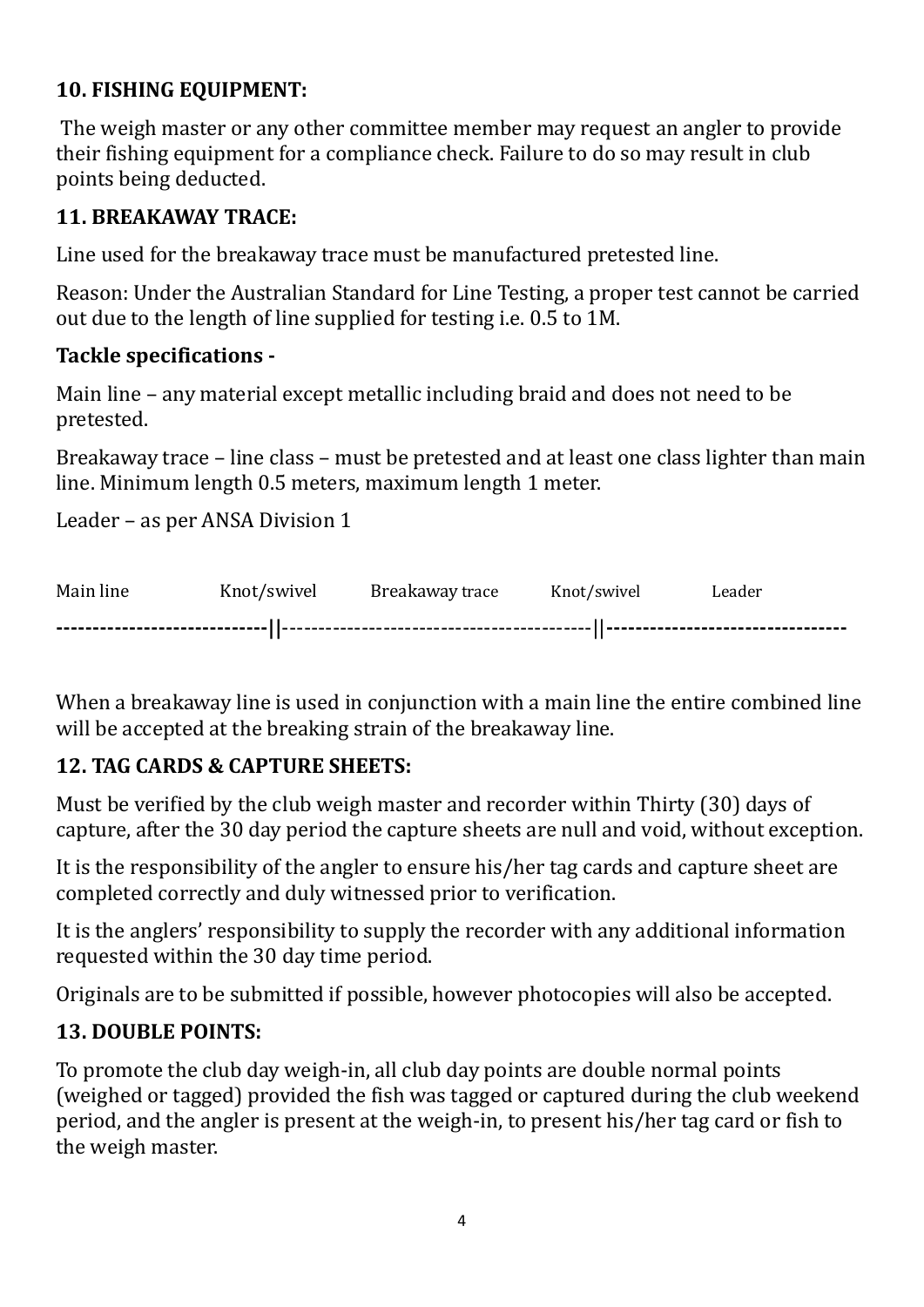**10. FISHING EQUIPMENT:**

The weigh master or any other committee member may request an angler to provide their fishing equipment for a compliance check. Failure to do so may result in club points being deducted.

**11. BREAKAWAY TRACE:**

Line used for the breakaway trace must be manufactured pretested line.

Reason: Under the Australian Standard for Line Testing, a proper test cannot be carried out due to the length of line supplied for testing i.e. 0.5 to 1M.

**Tackle specifications -**

Main line – any material except metallic including braid and does not need to be pretested.

Breakaway trace – line class – must be pretested and at least one class lighter than main line. Minimum length 0.5 meters, maximum length 1 meter.

Leader – as per ANSA Division 1

```
Main line          Knot/swivel     Breakaway trace       Knot/swivel      Leader
----------------------------||------------------------------------------||--------------------------------
```

When a breakaway line is used in conjunction with a main line the entire combined line will be accepted at the breaking strain of the breakaway line.

**12. TAG CARDS & CAPTURE SHEETS:**

Must be verified by the club weigh master and recorder within Thirty (30) days of capture, after the 30 day period the capture sheets are null and void, without exception.

It is the responsibility of the angler to ensure his/her tag cards and capture sheet are completed correctly and duly witnessed prior to verification.

It is the anglers' responsibility to supply the recorder with any additional information requested within the 30 day time period.

Originals are to be submitted if possible, however photocopies will also be accepted.

**13. DOUBLE POINTS:**

To promote the club day weigh-in, all club day points are double normal points (weighed or tagged) provided the fish was tagged or captured during the club weekend period, and the angler is present at the weigh-in, to present his/her tag card or fish to the weigh master.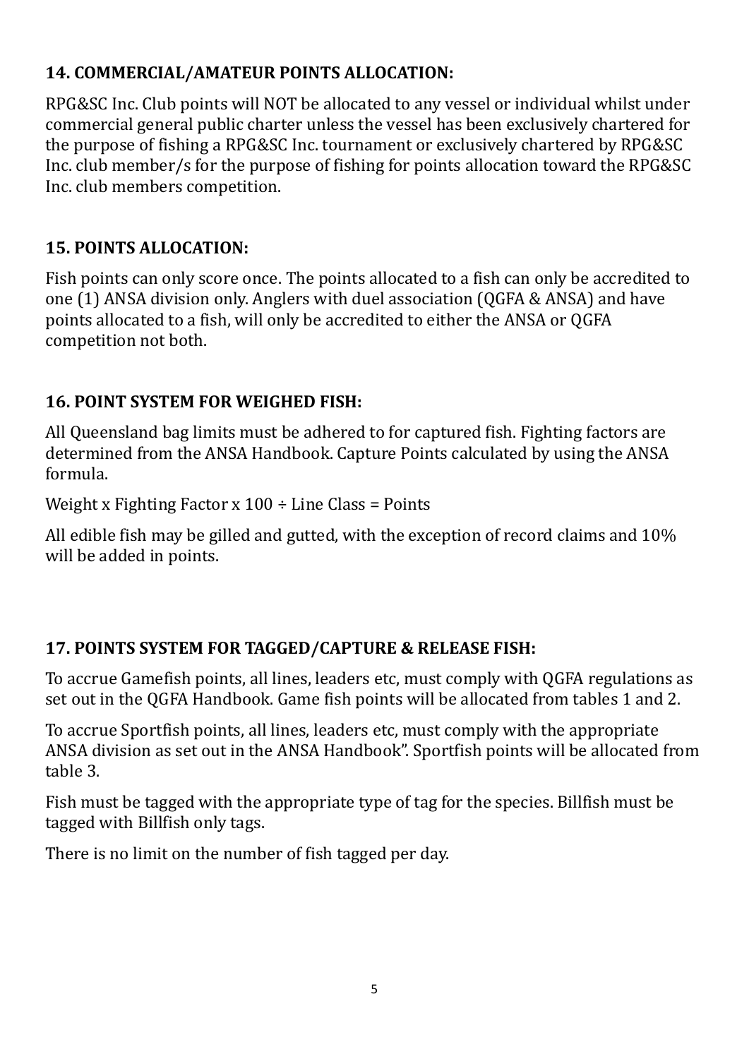### 14. COMMERCIAL/AMATEUR POINTS ALLOCATION:

RPG&SC Inc. Club points will NOT be allocated to any vessel or individual whilst under commercial general public charter unless the vessel has been exclusively chartered for the purpose of fishing a RPG&SC Inc. tournament or exclusively chartered by RPG&SC Inc. club member/s for the purpose of fishing for points allocation toward the RPG&SC Inc. club members competition.

### 15. POINTS ALLOCATION:

Fish points can only score once. The points allocated to a fish can only be accredited to one (1) ANSA division only. Anglers with duel association (QGFA & ANSA) and have points allocated to a fish, will only be accredited to either the ANSA or QGFA competition not both.

### 16. POINT SYSTEM FOR WEIGHED FISH:

All Queensland bag limits must be adhered to for captured fish. Fighting factors are determined from the ANSA Handbook. Capture Points calculated by using the ANSA formula.

Weight x Fighting Factor x 100 ÷ Line Class = Points

All edible fish may be gilled and gutted, with the exception of record claims and 10% will be added in points.

### 17. POINTS SYSTEM FOR TAGGED/CAPTURE & RELEASE FISH:

To accrue Gamefish points, all lines, leaders etc, must comply with QGFA regulations as set out in the QGFA Handbook. Game fish points will be allocated from tables 1 and 2.

To accrue Sportfish points, all lines, leaders etc, must comply with the appropriate ANSA division as set out in the ANSA Handbook". Sportfish points will be allocated from table 3.

Fish must be tagged with the appropriate type of tag for the species. Billfish must be tagged with Billfish only tags.

There is no limit on the number of fish tagged per day.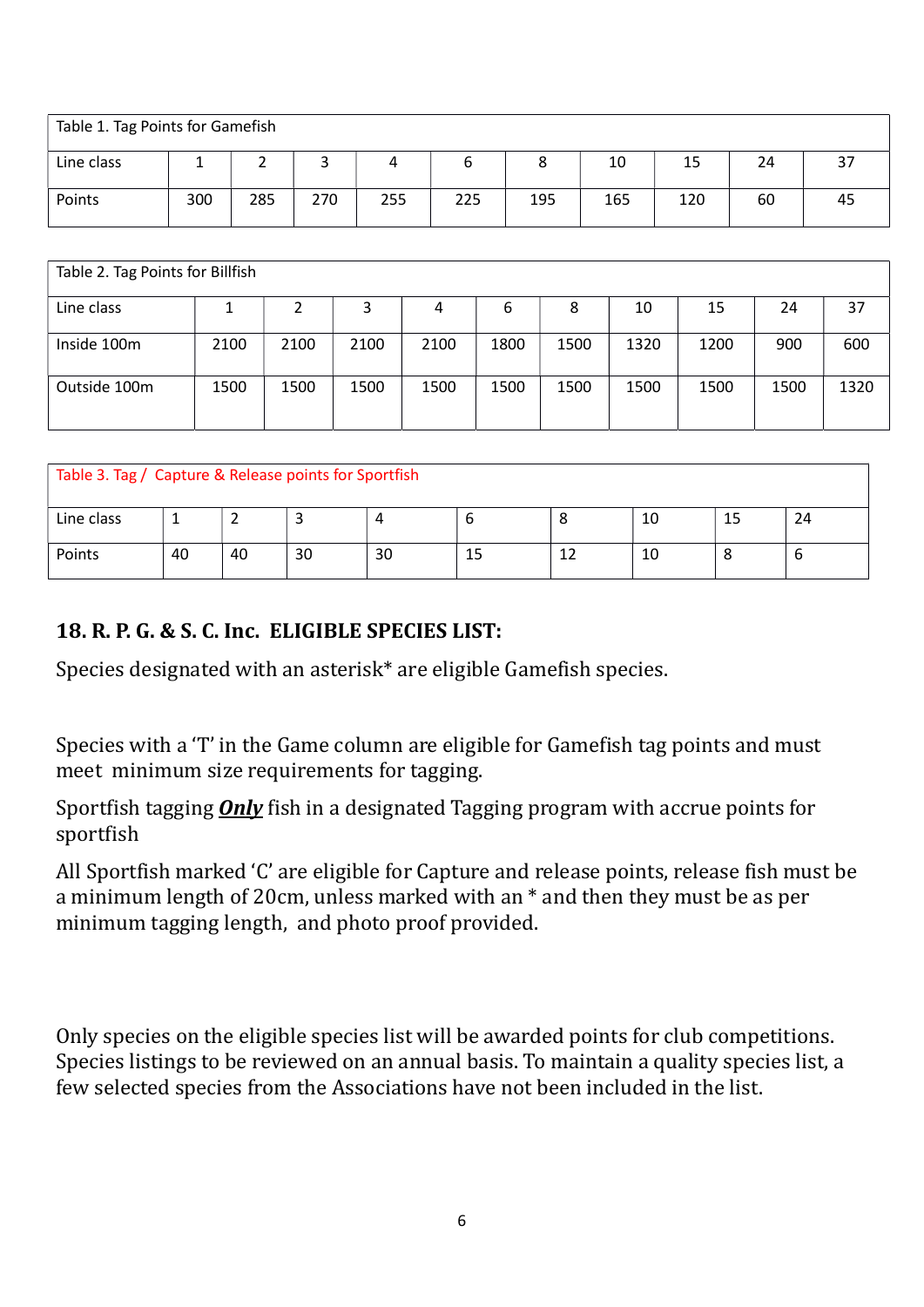| Table 1. Tag Points for Gamefish | | | | | | | | | | |
|---|---|---|---|---|---|---|---|---|---|---|
| Line class | 1 | 2 | 3 | 4 | 6 | 8 | 10 | 15 | 24 | 37 |
| Points | 300 | 285 | 270 | 255 | 225 | 195 | 165 | 120 | 60 | 45 |

| Table 2. Tag Points for Billfish | | | | | | | | | | |
|---|---|---|---|---|---|---|---|---|---|---|
| Line class | 1 | 2 | 3 | 4 | 6 | 8 | 10 | 15 | 24 | 37 |
| Inside 100m | 2100 | 2100 | 2100 | 2100 | 1800 | 1500 | 1320 | 1200 | 900 | 600 |
| Outside 100m | 1500 | 1500 | 1500 | 1500 | 1500 | 1500 | 1500 | 1500 | 1500 | 1320 |

| Table 3. Tag / Capture & Release points for Sportfish | | | | | | | | | |
|---|---|---|---|---|---|---|---|---|---|
| Line class | 1 | 2 | 3 | 4 | 6 | 8 | 10 | 15 | 24 |
| Points | 40 | 40 | 30 | 30 | 15 | 12 | 10 | 8 | 6 |

## 18. R. P. G. & S. C. Inc. ELIGIBLE SPECIES LIST:

Species designated with an asterisk* are eligible Gamefish species.

Species with a 'T' in the Game column are eligible for Gamefish tag points and must meet minimum size requirements for tagging.

Sportfish tagging ***Only*** fish in a designated Tagging program with accrue points for sportfish

All Sportfish marked 'C' are eligible for Capture and release points, release fish must be a minimum length of 20cm, unless marked with an * and then they must be as per minimum tagging length, and photo proof provided.

Only species on the eligible species list will be awarded points for club competitions. Species listings to be reviewed on an annual basis. To maintain a quality species list, a few selected species from the Associations have not been included in the list.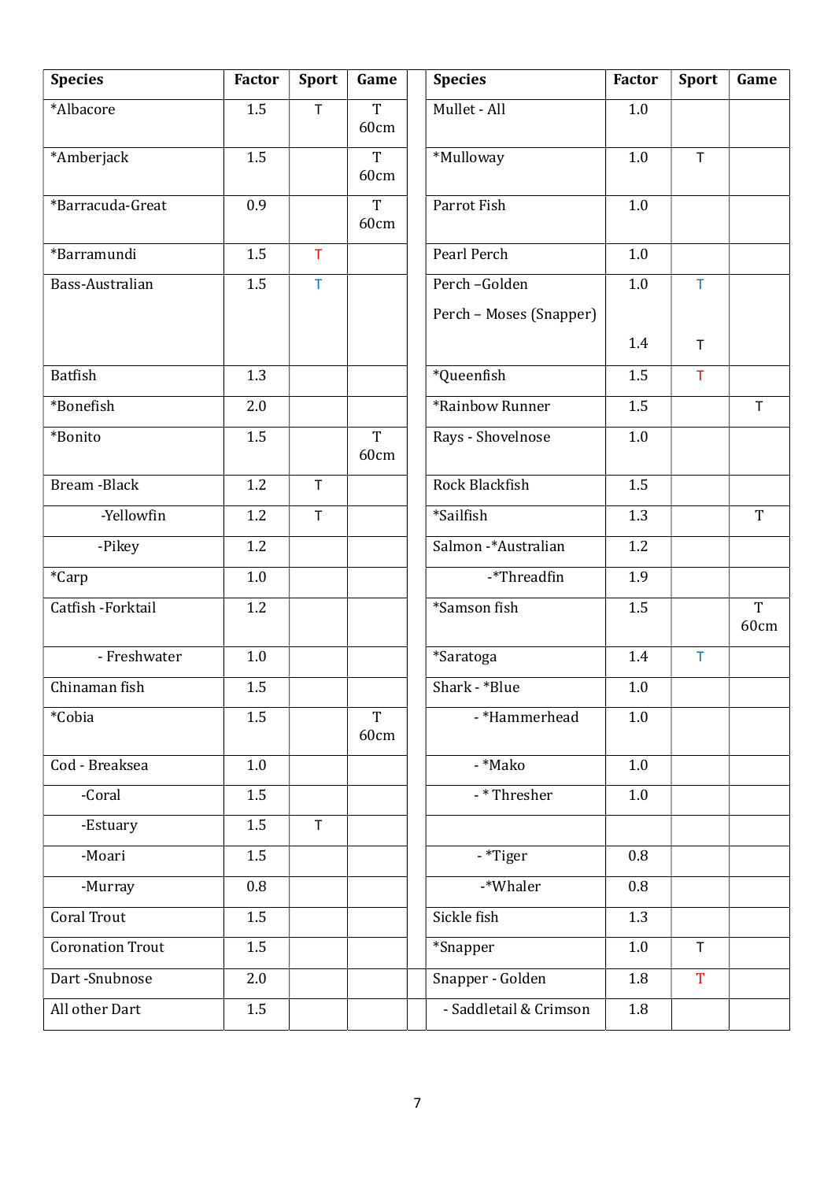| Species | Factor | Sport | Game |
|---|---|---|---|
| *Albacore | 1.5 | T | T 60cm |
| *Amberjack | 1.5 | | T 60cm |
| *Barracuda-Great | 0.9 | | T 60cm |
| *Barramundi | 1.5 | T | |
| Bass-Australian | 1.5 | T | |
| Batfish | 1.3 | | |
| *Bonefish | 2.0 | | |
| *Bonito | 1.5 | | T 60cm |
| Bream -Black | 1.2 | T | |
| -Yellowfin | 1.2 | T | |
| -Pikey | 1.2 | | |
| *Carp | 1.0 | | |
| Catfish -Forktail | 1.2 | | |
| - Freshwater | 1.0 | | |
| Chinaman fish | 1.5 | | |
| *Cobia | 1.5 | | T 60cm |
| Cod - Breaksea | 1.0 | | |
| -Coral | 1.5 | | |
| -Estuary | 1.5 | T | |
| -Moari | 1.5 | | |
| -Murray | 0.8 | | |
| Coral Trout | 1.5 | | |
| Coronation Trout | 1.5 | | |
| Dart -Snubnose | 2.0 | | |
| All other Dart | 1.5 | | |

| Species | Factor | Sport | Game |
|---|---|---|---|
| Mullet - All | 1.0 | | |
| *Mulloway | 1.0 | T | |
| Parrot Fish | 1.0 | | |
| Pearl Perch | 1.0 | | |
| Perch –Golden | 1.0 | T | |
| Perch – Moses (Snapper) | 1.4 | T | |
| *Queenfish | 1.5 | T | |
| *Rainbow Runner | 1.5 | | T |
| Rays - Shovelnose | 1.0 | | |
| Rock Blackfish | 1.5 | | |
| *Sailfish | 1.3 | | T |
| Salmon -*Australian | 1.2 | | |
| -*Threadfin | 1.9 | | |
| *Samson fish | 1.5 | | T 60cm |
| *Saratoga | 1.4 | T | |
| Shark - *Blue | 1.0 | | |
| - *Hammerhead | 1.0 | | |
| - *Mako | 1.0 | | |
| - * Thresher | 1.0 | | |
| | | | |
| - *Tiger | 0.8 | | |
| -*Whaler | 0.8 | | |
| Sickle fish | 1.3 | | |
| *Snapper | 1.0 | T | |
| Snapper - Golden | 1.8 | T | |
| - Saddletail & Crimson | 1.8 | | |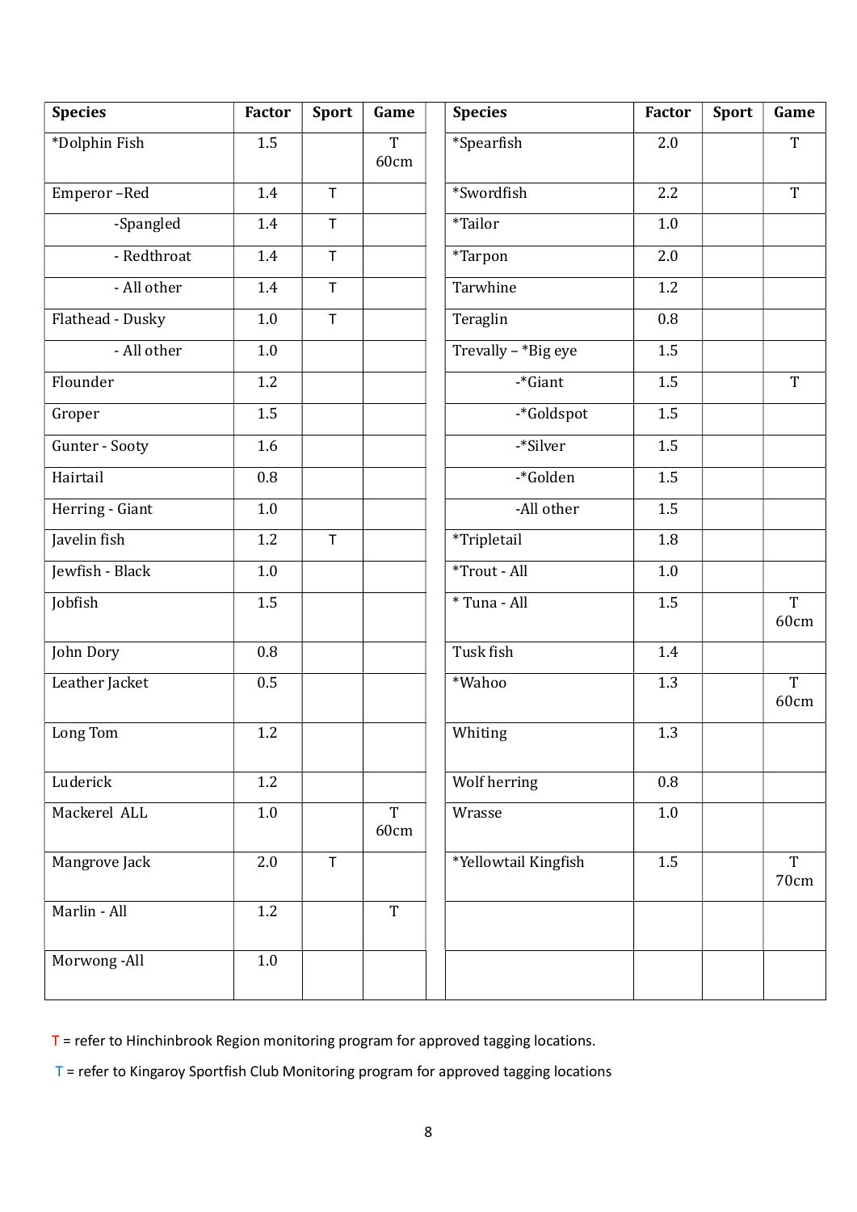| Species | Factor | Sport | Game |
|---|---|---|---|
| *Dolphin Fish | 1.5 | | T 60cm |
| Emperor –Red | 1.4 | T | |
| -Spangled | 1.4 | T | |
| - Redthroat | 1.4 | T | |
| - All other | 1.4 | T | |
| Flathead - Dusky | 1.0 | T | |
| - All other | 1.0 | | |
| Flounder | 1.2 | | |
| Groper | 1.5 | | |
| Gunter - Sooty | 1.6 | | |
| Hairtail | 0.8 | | |
| Herring - Giant | 1.0 | | |
| Javelin fish | 1.2 | T | |
| Jewfish - Black | 1.0 | | |
| Jobfish | 1.5 | | |
| John Dory | 0.8 | | |
| Leather Jacket | 0.5 | | |
| Long Tom | 1.2 | | |
| Luderick | 1.2 | | |
| Mackerel ALL | 1.0 | | T 60cm |
| Mangrove Jack | 2.0 | T | |
| Marlin - All | 1.2 | | T |
| Morwong -All | 1.0 | | |
| *Spearfish | 2.0 | | T |
| *Swordfish | 2.2 | | T |
| *Tailor | 1.0 | | |
| *Tarpon | 2.0 | | |
| Tarwhine | 1.2 | | |
| Teraglin | 0.8 | | |
| Trevally – *Big eye | 1.5 | | |
| -*Giant | 1.5 | | T |
| -*Goldspot | 1.5 | | |
| -*Silver | 1.5 | | |
| -*Golden | 1.5 | | |
| -All other | 1.5 | | |
| *Tripletail | 1.8 | | |
| *Trout - All | 1.0 | | |
| * Tuna - All | 1.5 | | T 60cm |
| Tusk fish | 1.4 | | |
| *Wahoo | 1.3 | | T 60cm |
| Whiting | 1.3 | | |
| Wolf herring | 0.8 | | |
| Wrasse | 1.0 | | |
| *Yellowtail Kingfish | 1.5 | | T 70cm |

T = refer to Hinchinbrook Region monitoring program for approved tagging locations.

T = refer to Kingaroy Sportfish Club Monitoring program for approved tagging locations